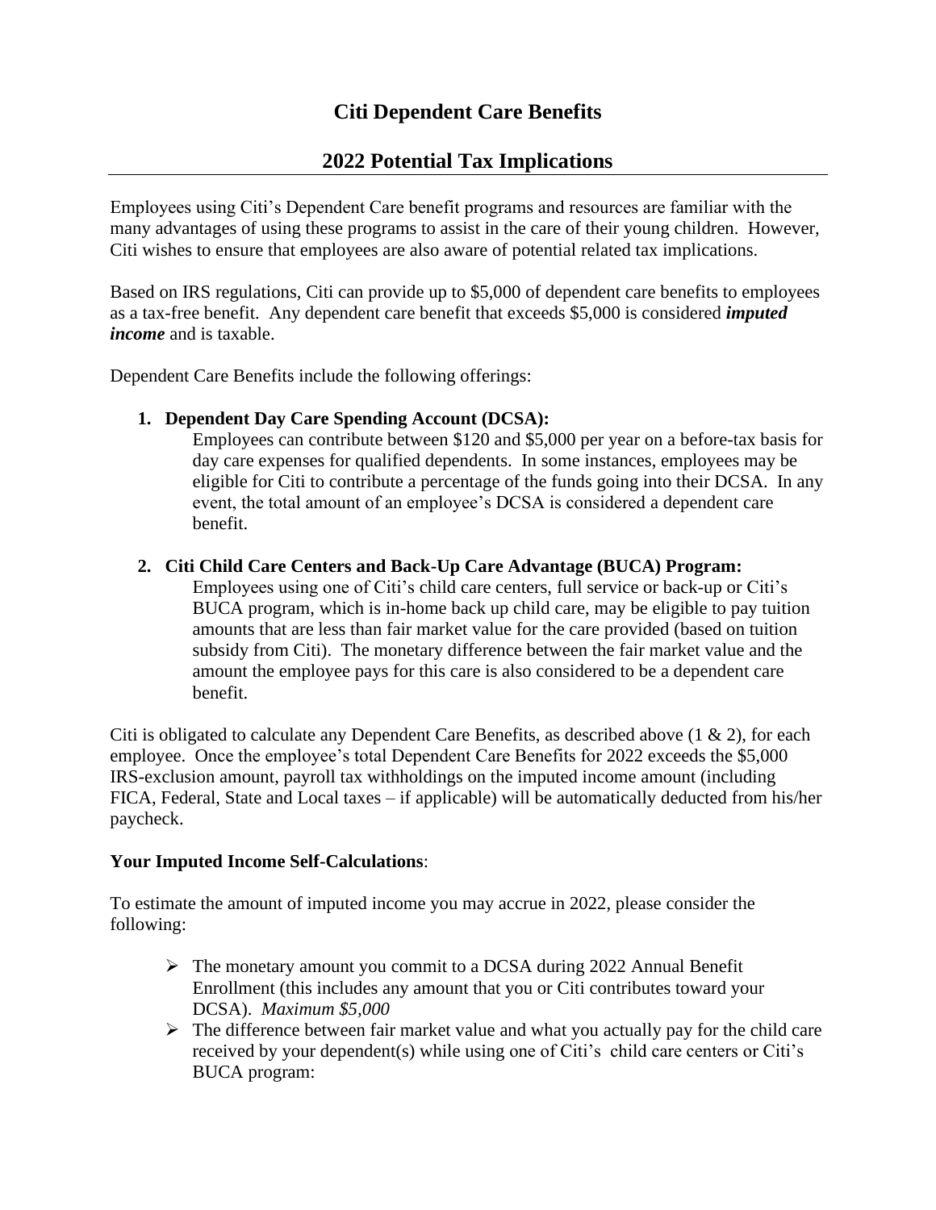# Citi Dependent Care Benefits

## 2022 Potential Tax Implications

Employees using Citi's Dependent Care benefit programs and resources are familiar with the many advantages of using these programs to assist in the care of their young children. However, Citi wishes to ensure that employees are also aware of potential related tax implications.

Based on IRS regulations, Citi can provide up to $5,000 of dependent care benefits to employees as a tax-free benefit. Any dependent care benefit that exceeds $5,000 is considered ***imputed income*** and is taxable.

Dependent Care Benefits include the following offerings:

1. **Dependent Day Care Spending Account (DCSA):**
   Employees can contribute between $120 and $5,000 per year on a before-tax basis for day care expenses for qualified dependents. In some instances, employees may be eligible for Citi to contribute a percentage of the funds going into their DCSA. In any event, the total amount of an employee's DCSA is considered a dependent care benefit.

2. **Citi Child Care Centers and Back-Up Care Advantage (BUCA) Program:**
   Employees using one of Citi's child care centers, full service or back-up or Citi's BUCA program, which is in-home back up child care, may be eligible to pay tuition amounts that are less than fair market value for the care provided (based on tuition subsidy from Citi). The monetary difference between the fair market value and the amount the employee pays for this care is also considered to be a dependent care benefit.

Citi is obligated to calculate any Dependent Care Benefits, as described above (1 & 2), for each employee. Once the employee's total Dependent Care Benefits for 2022 exceeds the $5,000 IRS-exclusion amount, payroll tax withholdings on the imputed income amount (including FICA, Federal, State and Local taxes – if applicable) will be automatically deducted from his/her paycheck.

**Your Imputed Income Self-Calculations**:

To estimate the amount of imputed income you may accrue in 2022, please consider the following:

- The monetary amount you commit to a DCSA during 2022 Annual Benefit Enrollment (this includes any amount that you or Citi contributes toward your DCSA). *Maximum $5,000*
- The difference between fair market value and what you actually pay for the child care received by your dependent(s) while using one of Citi's child care centers or Citi's BUCA program: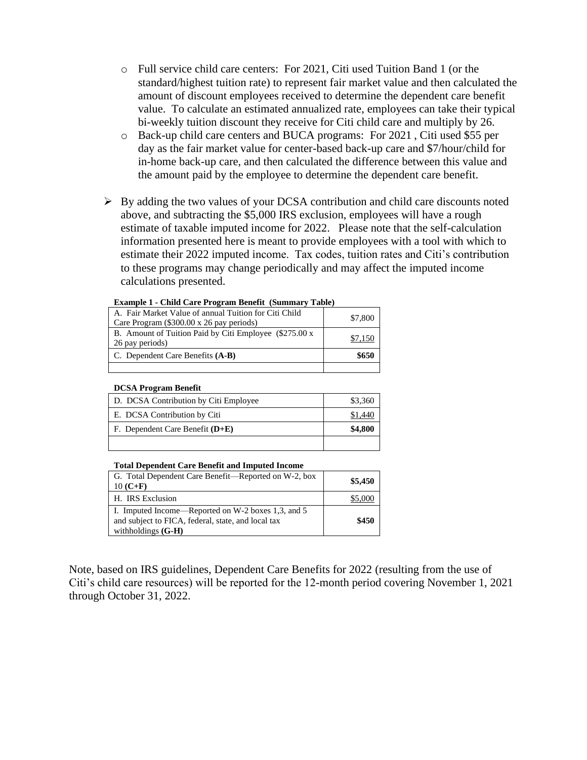- Full service child care centers: For 2021, Citi used Tuition Band 1 (or the standard/highest tuition rate) to represent fair market value and then calculated the amount of discount employees received to determine the dependent care benefit value. To calculate an estimated annualized rate, employees can take their typical bi-weekly tuition discount they receive for Citi child care and multiply by 26.
- Back-up child care centers and BUCA programs: For 2021 , Citi used $55 per day as the fair market value for center-based back-up care and $7/hour/child for in-home back-up care, and then calculated the difference between this value and the amount paid by the employee to determine the dependent care benefit.

- By adding the two values of your DCSA contribution and child care discounts noted above, and subtracting the $5,000 IRS exclusion, employees will have a rough estimate of taxable imputed income for 2022. Please note that the self-calculation information presented here is meant to provide employees with a tool with which to estimate their 2022 imputed income. Tax codes, tuition rates and Citi's contribution to these programs may change periodically and may affect the imputed income calculations presented.

**Example 1 - Child Care Program Benefit (Summary Table)**

| | |
|---|---|
| A. Fair Market Value of annual Tuition for Citi Child Care Program ($300.00 x 26 pay periods) | $7,800 |
| B. Amount of Tuition Paid by Citi Employee ($275.00 x 26 pay periods) | $7,150 |
| C. Dependent Care Benefits **(A-B)** | **$650** |
| | |

**DCSA Program Benefit**

| | |
|---|---|
| D. DCSA Contribution by Citi Employee | $3,360 |
| E. DCSA Contribution by Citi | $1,440 |
| F. Dependent Care Benefit **(D+E)** | **$4,800** |
| | |

**Total Dependent Care Benefit and Imputed Income**

| | |
|---|---|
| G. Total Dependent Care Benefit—Reported on W-2, box 10 **(C+F)** | **$5,450** |
| H. IRS Exclusion | $5,000 |
| I. Imputed Income—Reported on W-2 boxes 1,3, and 5 and subject to FICA, federal, state, and local tax withholdings **(G-H)** | **$450** |

Note, based on IRS guidelines, Dependent Care Benefits for 2022 (resulting from the use of Citi's child care resources) will be reported for the 12-month period covering November 1, 2021 through October 31, 2022.